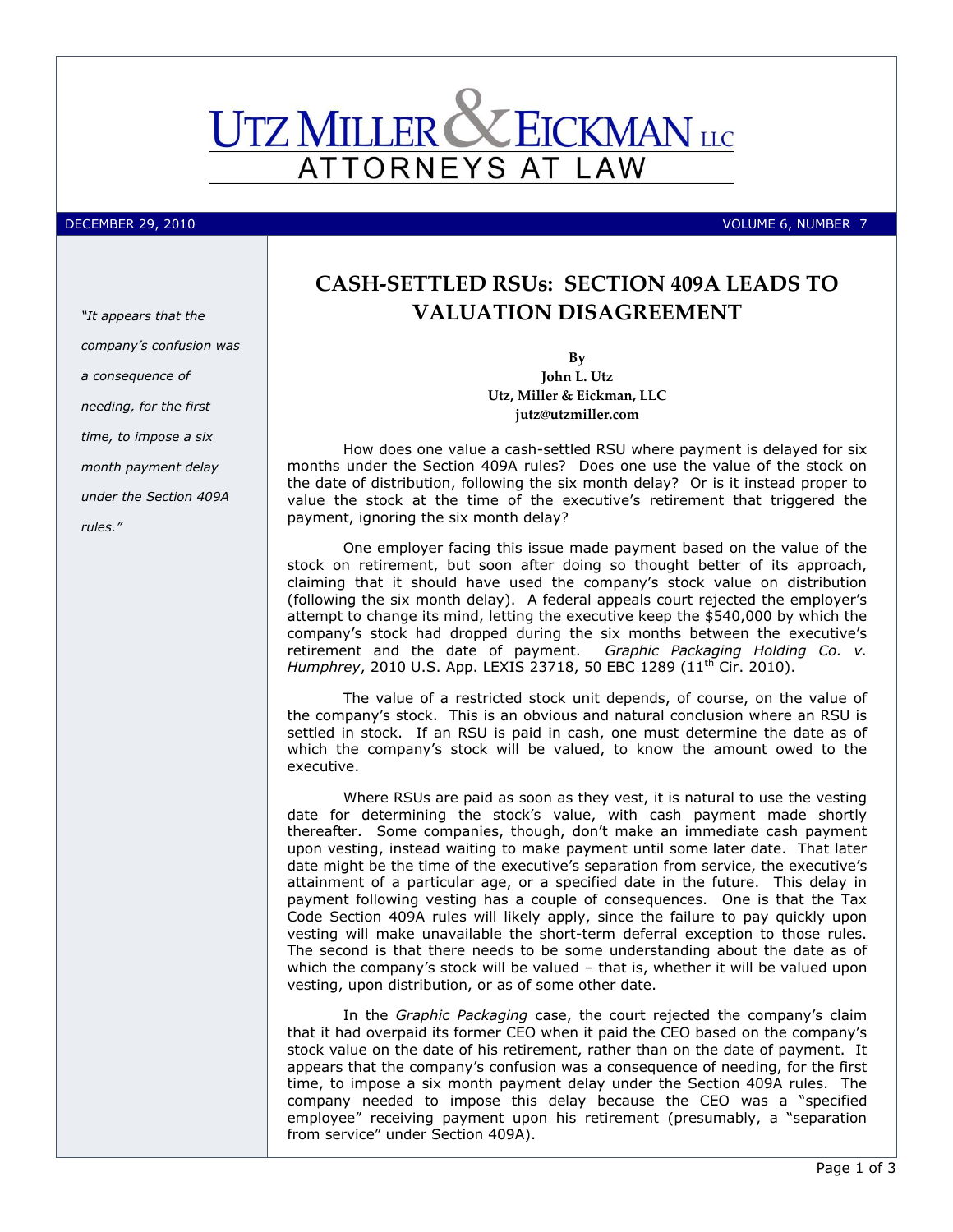# UTZ MILLER & EICKMAN LLC
## ATTORNEYS AT LAW

DECEMBER 29, 2010 VOLUME 6, NUMBER 7

*"It appears that the company's confusion was a consequence of needing, for the first time, to impose a six month payment delay under the Section 409A rules."*

# CASH-SETTLED RSUs: SECTION 409A LEADS TO VALUATION DISAGREEMENT

**By**
**John L. Utz**
**Utz, Miller & Eickman, LLC**
**jutz@utzmiller.com**

How does one value a cash-settled RSU where payment is delayed for six months under the Section 409A rules? Does one use the value of the stock on the date of distribution, following the six month delay? Or is it instead proper to value the stock at the time of the executive's retirement that triggered the payment, ignoring the six month delay?

One employer facing this issue made payment based on the value of the stock on retirement, but soon after doing so thought better of its approach, claiming that it should have used the company's stock value on distribution (following the six month delay). A federal appeals court rejected the employer's attempt to change its mind, letting the executive keep the $540,000 by which the company's stock had dropped during the six months between the executive's retirement and the date of payment. *Graphic Packaging Holding Co. v. Humphrey*, 2010 U.S. App. LEXIS 23718, 50 EBC 1289 (11th Cir. 2010).

The value of a restricted stock unit depends, of course, on the value of the company's stock. This is an obvious and natural conclusion where an RSU is settled in stock. If an RSU is paid in cash, one must determine the date as of which the company's stock will be valued, to know the amount owed to the executive.

Where RSUs are paid as soon as they vest, it is natural to use the vesting date for determining the stock's value, with cash payment made shortly thereafter. Some companies, though, don't make an immediate cash payment upon vesting, instead waiting to make payment until some later date. That later date might be the time of the executive's separation from service, the executive's attainment of a particular age, or a specified date in the future. This delay in payment following vesting has a couple of consequences. One is that the Tax Code Section 409A rules will likely apply, since the failure to pay quickly upon vesting will make unavailable the short-term deferral exception to those rules. The second is that there needs to be some understanding about the date as of which the company's stock will be valued – that is, whether it will be valued upon vesting, upon distribution, or as of some other date.

In the *Graphic Packaging* case, the court rejected the company's claim that it had overpaid its former CEO when it paid the CEO based on the company's stock value on the date of his retirement, rather than on the date of payment. It appears that the company's confusion was a consequence of needing, for the first time, to impose a six month payment delay under the Section 409A rules. The company needed to impose this delay because the CEO was a "specified employee" receiving payment upon his retirement (presumably, a "separation from service" under Section 409A).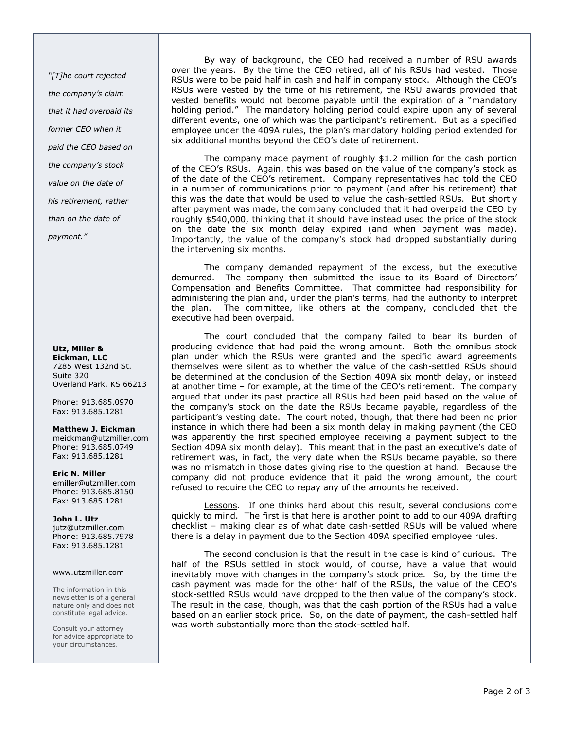"[T]he court rejected the company's claim that it had overpaid its former CEO when it paid the CEO based on the company's stock value on the date of his retirement, rather than on the date of payment."

**Utz, Miller & Eickman, LLC**
7285 West 132nd St.
Suite 320
Overland Park, KS 66213

Phone: 913.685.0970
Fax: 913.685.1281

**Matthew J. Eickman**
meickman@utzmiller.com
Phone: 913.685.0749
Fax: 913.685.1281

**Eric N. Miller**
emiller@utzmiller.com
Phone: 913.685.8150
Fax: 913.685.1281

**John L. Utz**
jutz@utzmiller.com
Phone: 913.685.7978
Fax: 913.685.1281

www.utzmiller.com

The information in this newsletter is of a general nature only and does not constitute legal advice.

Consult your attorney for advice appropriate to your circumstances.

By way of background, the CEO had received a number of RSU awards over the years. By the time the CEO retired, all of his RSUs had vested. Those RSUs were to be paid half in cash and half in company stock. Although the CEO's RSUs were vested by the time of his retirement, the RSU awards provided that vested benefits would not become payable until the expiration of a "mandatory holding period." The mandatory holding period could expire upon any of several different events, one of which was the participant's retirement. But as a specified employee under the 409A rules, the plan's mandatory holding period extended for six additional months beyond the CEO's date of retirement.

The company made payment of roughly $1.2 million for the cash portion of the CEO's RSUs. Again, this was based on the value of the company's stock as of the date of the CEO's retirement. Company representatives had told the CEO in a number of communications prior to payment (and after his retirement) that this was the date that would be used to value the cash-settled RSUs. But shortly after payment was made, the company concluded that it had overpaid the CEO by roughly $540,000, thinking that it should have instead used the price of the stock on the date the six month delay expired (and when payment was made). Importantly, the value of the company's stock had dropped substantially during the intervening six months.

The company demanded repayment of the excess, but the executive demurred. The company then submitted the issue to its Board of Directors' Compensation and Benefits Committee. That committee had responsibility for administering the plan and, under the plan's terms, had the authority to interpret the plan. The committee, like others at the company, concluded that the executive had been overpaid.

The court concluded that the company failed to bear its burden of producing evidence that had paid the wrong amount. Both the omnibus stock plan under which the RSUs were granted and the specific award agreements themselves were silent as to whether the value of the cash-settled RSUs should be determined at the conclusion of the Section 409A six month delay, or instead at another time – for example, at the time of the CEO's retirement. The company argued that under its past practice all RSUs had been paid based on the value of the company's stock on the date the RSUs became payable, regardless of the participant's vesting date. The court noted, though, that there had been no prior instance in which there had been a six month delay in making payment (the CEO was apparently the first specified employee receiving a payment subject to the Section 409A six month delay). This meant that in the past an executive's date of retirement was, in fact, the very date when the RSUs became payable, so there was no mismatch in those dates giving rise to the question at hand. Because the company did not produce evidence that it paid the wrong amount, the court refused to require the CEO to repay any of the amounts he received.

Lessons. If one thinks hard about this result, several conclusions come quickly to mind. The first is that here is another point to add to our 409A drafting checklist – making clear as of what date cash-settled RSUs will be valued where there is a delay in payment due to the Section 409A specified employee rules.

The second conclusion is that the result in the case is kind of curious. The half of the RSUs settled in stock would, of course, have a value that would inevitably move with changes in the company's stock price. So, by the time the cash payment was made for the other half of the RSUs, the value of the CEO's stock-settled RSUs would have dropped to the then value of the company's stock. The result in the case, though, was that the cash portion of the RSUs had a value based on an earlier stock price. So, on the date of payment, the cash-settled half was worth substantially more than the stock-settled half.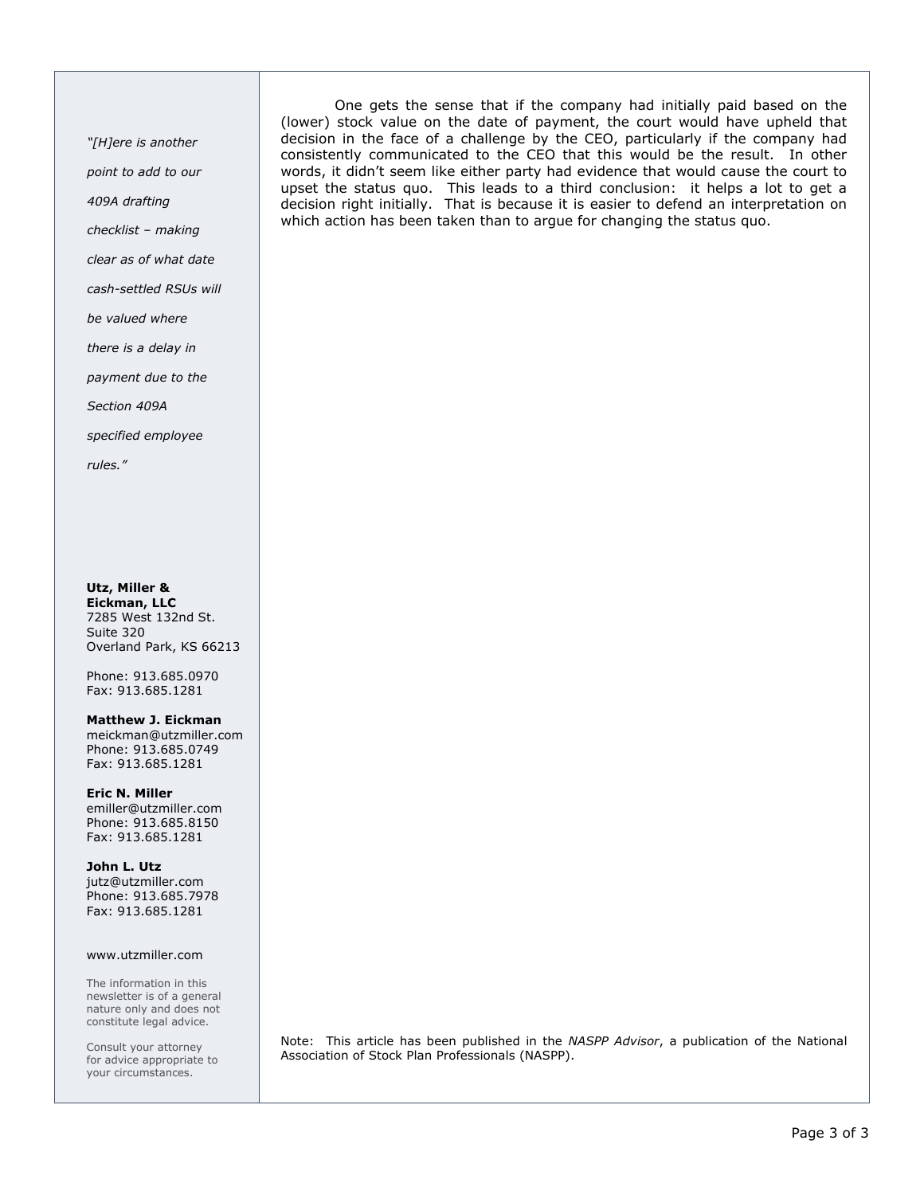One gets the sense that if the company had initially paid based on the (lower) stock value on the date of payment, the court would have upheld that decision in the face of a challenge by the CEO, particularly if the company had consistently communicated to the CEO that this would be the result. In other words, it didn't seem like either party had evidence that would cause the court to upset the status quo. This leads to a third conclusion: it helps a lot to get a decision right initially. That is because it is easier to defend an interpretation on which action has been taken than to argue for changing the status quo.

*"[H]ere is another point to add to our 409A drafting checklist – making clear as of what date cash-settled RSUs will be valued where there is a delay in payment due to the Section 409A specified employee rules."*

**Utz, Miller & Eickman, LLC**
7285 West 132nd St.
Suite 320
Overland Park, KS 66213

Phone: 913.685.0970
Fax: 913.685.1281

**Matthew J. Eickman**
meickman@utzmiller.com
Phone: 913.685.0749
Fax: 913.685.1281

**Eric N. Miller**
emiller@utzmiller.com
Phone: 913.685.8150
Fax: 913.685.1281

**John L. Utz**
jutz@utzmiller.com
Phone: 913.685.7978
Fax: 913.685.1281

www.utzmiller.com

The information in this newsletter is of a general nature only and does not constitute legal advice.

Consult your attorney for advice appropriate to your circumstances.

Note: This article has been published in the *NASPP Advisor*, a publication of the National Association of Stock Plan Professionals (NASPP).